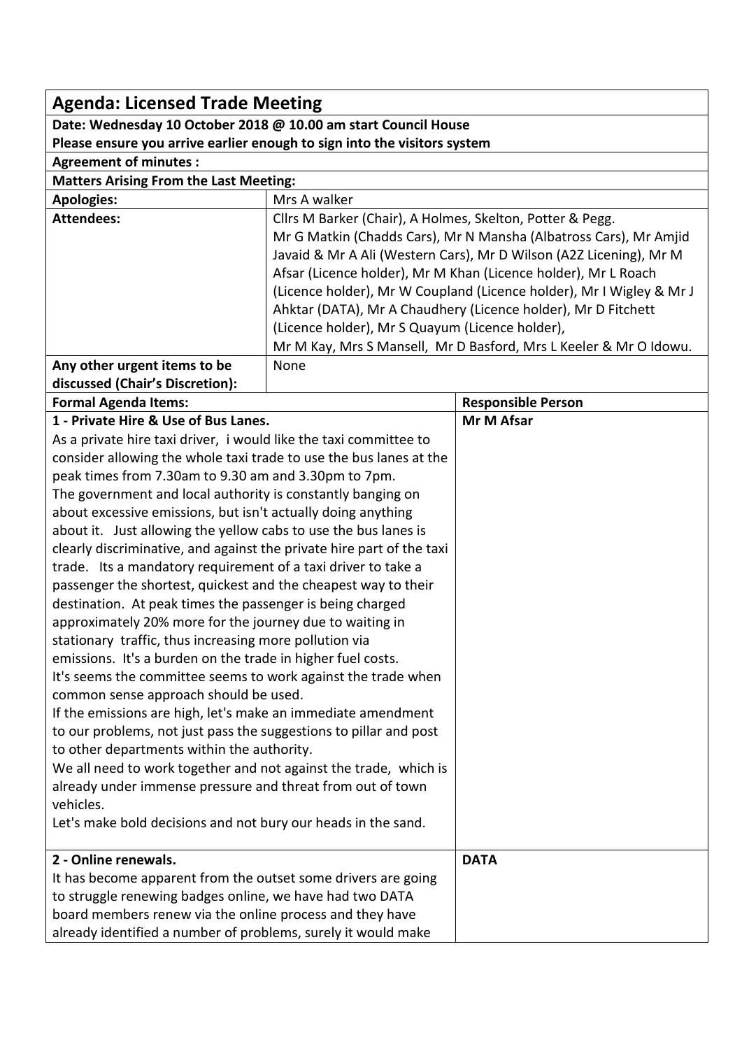| **Agenda: Licensed Trade Meeting** | | |
|---|---|---|
| **Date: Wednesday 10 October 2018 @ 10.00 am start Council House** | | |
| **Please ensure you arrive earlier enough to sign into the visitors system** | | |
| **Agreement of minutes :** | | |
| **Matters Arising From the Last Meeting:** | | |
| **Apologies:** | Mrs A walker | |
| **Attendees:** | Cllrs M Barker (Chair), A Holmes, Skelton, Potter & Pegg.<br>Mr G Matkin (Chadds Cars), Mr N Mansha (Albatross Cars), Mr Amjid Javaid & Mr A Ali (Western Cars), Mr D Wilson (A2Z Licening), Mr M Afsar (Licence holder), Mr M Khan (Licence holder), Mr L Roach (Licence holder), Mr W Coupland (Licence holder), Mr I Wigley & Mr J Ahktar (DATA), Mr A Chaudhery (Licence holder), Mr D Fitchett (Licence holder), Mr S Quayum (Licence holder),<br>Mr M Kay, Mrs S Mansell, Mr D Basford, Mrs L Keeler & Mr O Idowu. | |
| **Any other urgent items to be discussed (Chair's Discretion):** | None | |
| **Formal Agenda Items:** | | **Responsible Person** |
| **1 - Private Hire & Use of Bus Lanes.**<br>As a private hire taxi driver, i would like the taxi committee to consider allowing the whole taxi trade to use the bus lanes at the peak times from 7.30am to 9.30 am and 3.30pm to 7pm.<br>The government and local authority is constantly banging on about excessive emissions, but isn't actually doing anything about it. Just allowing the yellow cabs to use the bus lanes is clearly discriminative, and against the private hire part of the taxi trade. Its a mandatory requirement of a taxi driver to take a passenger the shortest, quickest and the cheapest way to their destination. At peak times the passenger is being charged approximately 20% more for the journey due to waiting in stationary traffic, thus increasing more pollution via emissions. It's a burden on the trade in higher fuel costs.<br>It's seems the committee seems to work against the trade when common sense approach should be used.<br>If the emissions are high, let's make an immediate amendment to our problems, not just pass the suggestions to pillar and post to other departments within the authority.<br>We all need to work together and not against the trade, which is already under immense pressure and threat from out of town vehicles.<br>Let's make bold decisions and not bury our heads in the sand. | | **Mr M Afsar** |
| **2 - Online renewals.**<br>It has become apparent from the outset some drivers are going to struggle renewing badges online, we have had two DATA board members renew via the online process and they have already identified a number of problems, surely it would make | | **DATA** |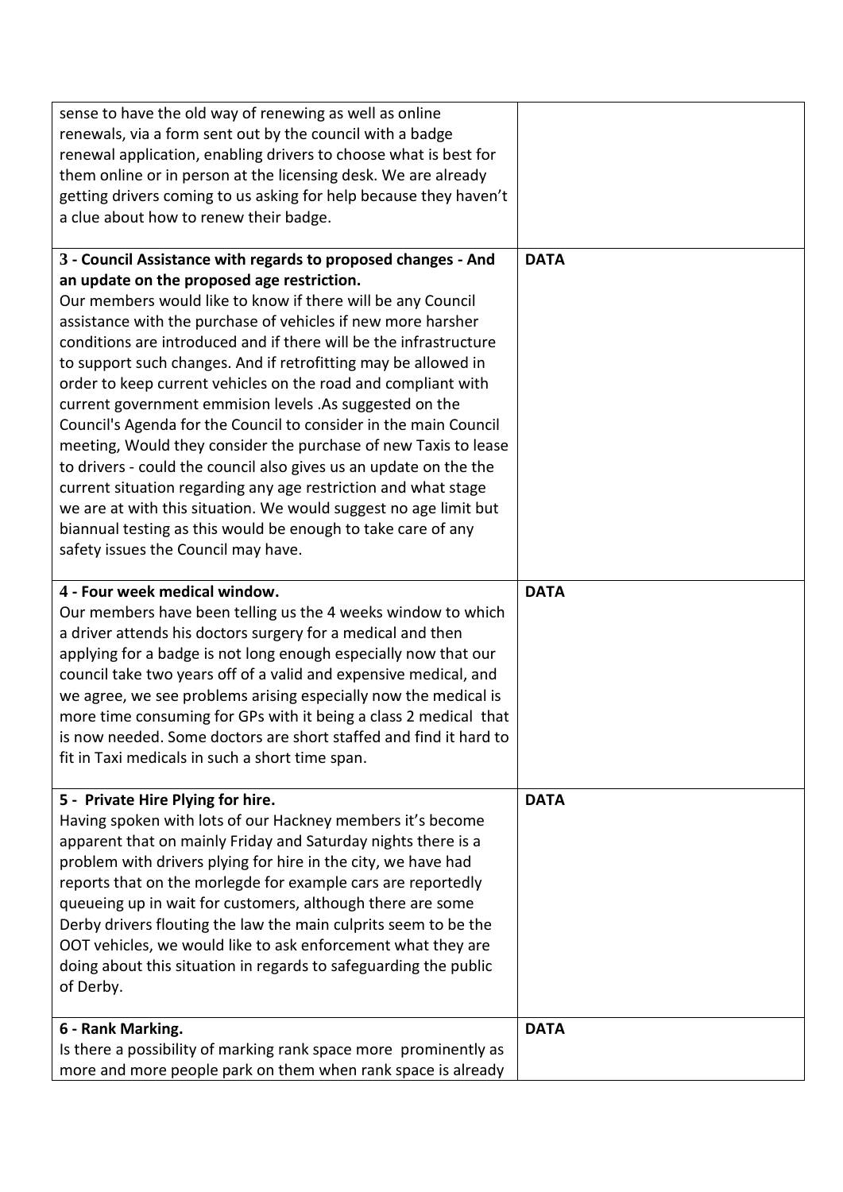| | |
|---|---|
| sense to have the old way of renewing as well as online renewals, via a form sent out by the council with a badge renewal application, enabling drivers to choose what is best for them online or in person at the licensing desk. We are already getting drivers coming to us asking for help because they haven't a clue about how to renew their badge. | |
| **3 - Council Assistance with regards to proposed changes - And an update on the proposed age restriction.**<br>Our members would like to know if there will be any Council assistance with the purchase of vehicles if new more harsher conditions are introduced and if there will be the infrastructure to support such changes. And if retrofitting may be allowed in order to keep current vehicles on the road and compliant with current government emmision levels .As suggested on the Council's Agenda for the Council to consider in the main Council meeting, Would they consider the purchase of new Taxis to lease to drivers - could the council also gives us an update on the the current situation regarding any age restriction and what stage we are at with this situation. We would suggest no age limit but biannual testing as this would be enough to take care of any safety issues the Council may have. | **DATA** |
| **4 - Four week medical window.**<br>Our members have been telling us the 4 weeks window to which a driver attends his doctors surgery for a medical and then applying for a badge is not long enough especially now that our council take two years off of a valid and expensive medical, and we agree, we see problems arising especially now the medical is more time consuming for GPs with it being a class 2 medical that is now needed. Some doctors are short staffed and find it hard to fit in Taxi medicals in such a short time span. | **DATA** |
| **5 - Private Hire Plying for hire.**<br>Having spoken with lots of our Hackney members it's become apparent that on mainly Friday and Saturday nights there is a problem with drivers plying for hire in the city, we have had reports that on the morlegde for example cars are reportedly queueing up in wait for customers, although there are some Derby drivers flouting the law the main culprits seem to be the OOT vehicles, we would like to ask enforcement what they are doing about this situation in regards to safeguarding the public of Derby. | **DATA** |
| **6 - Rank Marking.**<br>Is there a possibility of marking rank space more prominently as more and more people park on them when rank space is already | **DATA** |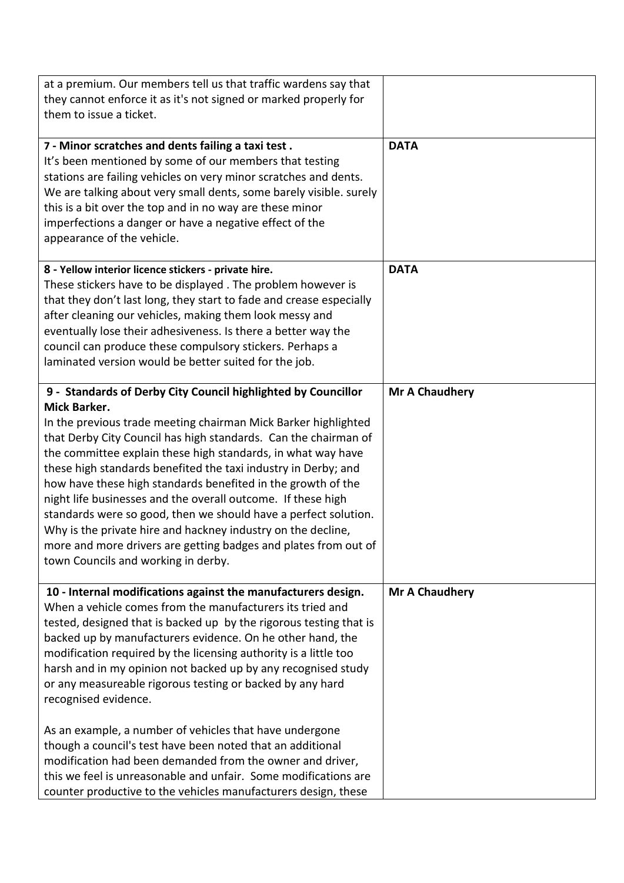| | |
|---|---|
| at a premium. Our members tell us that traffic wardens say that they cannot enforce it as it's not signed or marked properly for them to issue a ticket. | |
| **7 - Minor scratches and dents failing a taxi test .**<br>It's been mentioned by some of our members that testing stations are failing vehicles on very minor scratches and dents. We are talking about very small dents, some barely visible. surely this is a bit over the top and in no way are these minor imperfections a danger or have a negative effect of the appearance of the vehicle. | **DATA** |
| **8 - Yellow interior licence stickers - private hire.**<br>These stickers have to be displayed . The problem however is that they don't last long, they start to fade and crease especially after cleaning our vehicles, making them look messy and eventually lose their adhesiveness. Is there a better way the council can produce these compulsory stickers. Perhaps a laminated version would be better suited for the job. | **DATA** |
| **9 - Standards of Derby City Council highlighted by Councillor Mick Barker.**<br>In the previous trade meeting chairman Mick Barker highlighted that Derby City Council has high standards. Can the chairman of the committee explain these high standards, in what way have these high standards benefited the taxi industry in Derby; and how have these high standards benefited in the growth of the night life businesses and the overall outcome. If these high standards were so good, then we should have a perfect solution. Why is the private hire and hackney industry on the decline, more and more drivers are getting badges and plates from out of town Councils and working in derby. | **Mr A Chaudhery** |
| **10 - Internal modifications against the manufacturers design.**<br>When a vehicle comes from the manufacturers its tried and tested, designed that is backed up by the rigorous testing that is backed up by manufacturers evidence. On he other hand, the modification required by the licensing authority is a little too harsh and in my opinion not backed up by any recognised study or any measureable rigorous testing or backed by any hard recognised evidence.<br><br>As an example, a number of vehicles that have undergone though a council's test have been noted that an additional modification had been demanded from the owner and driver, this we feel is unreasonable and unfair. Some modifications are counter productive to the vehicles manufacturers design, these | **Mr A Chaudhery** |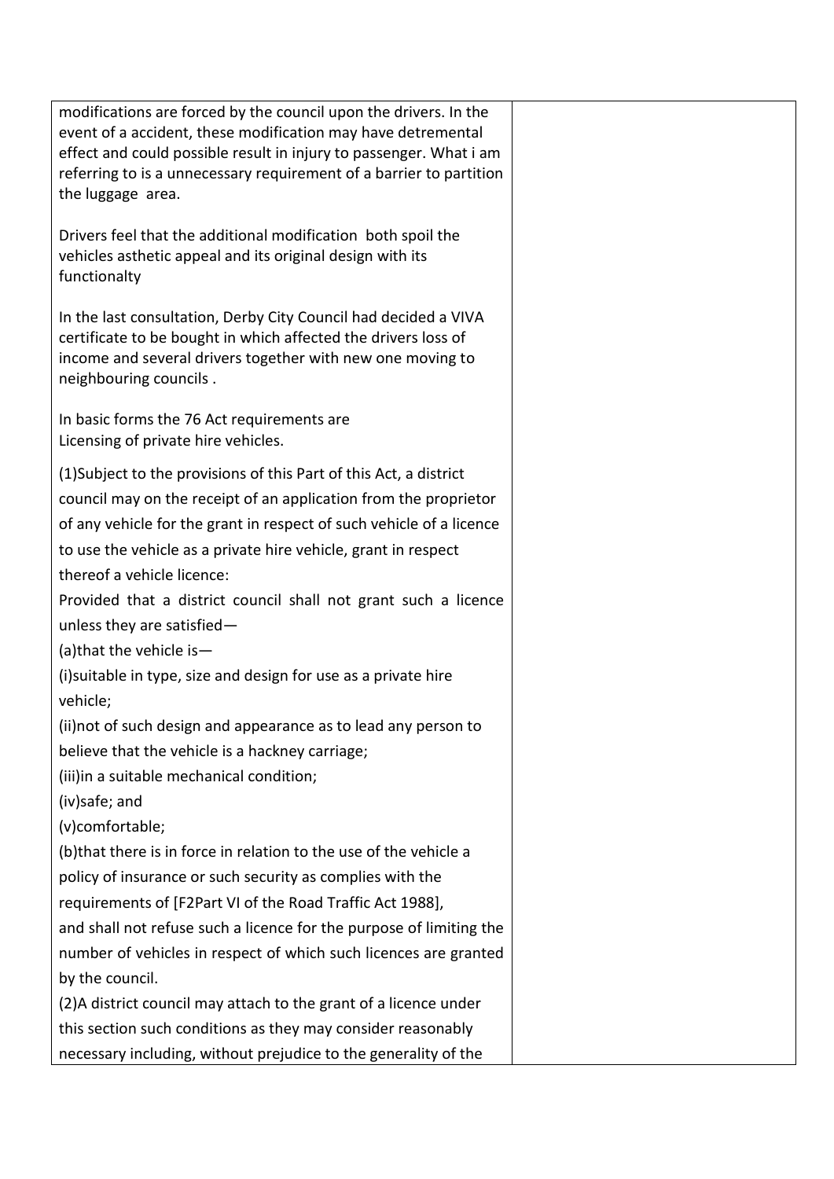| | |
|---|---|
| modifications are forced by the council upon the drivers. In the event of a accident, these modification may have detremental effect and could possible result in injury to passenger. What i am referring to is a unnecessary requirement of a barrier to partition the luggage area.<br><br>Drivers feel that the additional modification both spoil the vehicles asthetic appeal and its original design with its functionalty<br><br>In the last consultation, Derby City Council had decided a VIVA certificate to be bought in which affected the drivers loss of income and several drivers together with new one moving to neighbouring councils .<br><br>In basic forms the 76 Act requirements are<br>Licensing of private hire vehicles.<br><br>(1)Subject to the provisions of this Part of this Act, a district council may on the receipt of an application from the proprietor of any vehicle for the grant in respect of such vehicle of a licence to use the vehicle as a private hire vehicle, grant in respect thereof a vehicle licence:<br>Provided that a district council shall not grant such a licence unless they are satisfied—<br>(a)that the vehicle is—<br>(i)suitable in type, size and design for use as a private hire vehicle;<br>(ii)not of such design and appearance as to lead any person to believe that the vehicle is a hackney carriage;<br>(iii)in a suitable mechanical condition;<br>(iv)safe; and<br>(v)comfortable;<br>(b)that there is in force in relation to the use of the vehicle a policy of insurance or such security as complies with the requirements of [F2Part VI of the Road Traffic Act 1988],<br>and shall not refuse such a licence for the purpose of limiting the number of vehicles in respect of which such licences are granted by the council.<br>(2)A district council may attach to the grant of a licence under this section such conditions as they may consider reasonably necessary including, without prejudice to the generality of the | |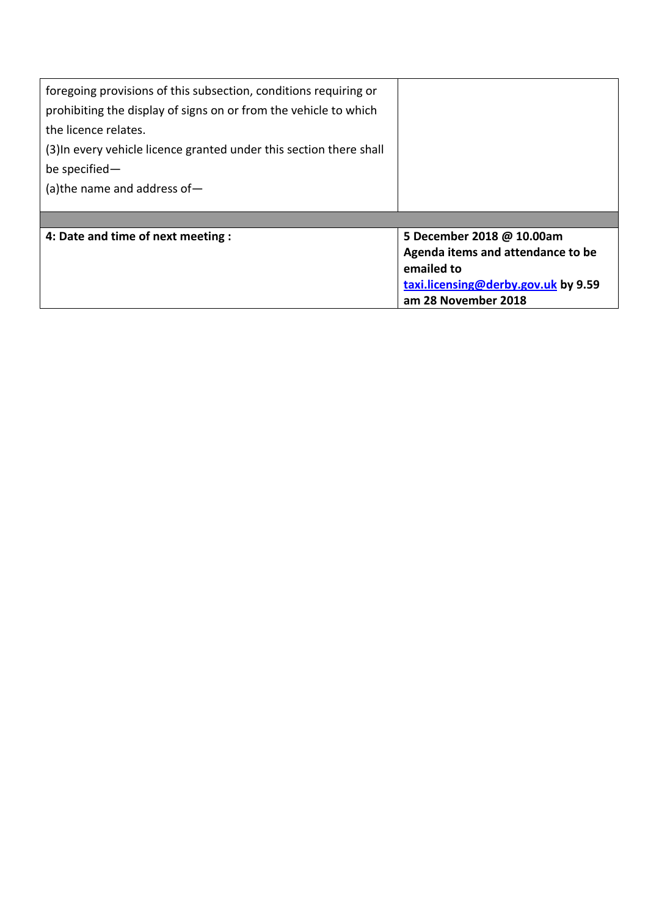| | |
|---|---|
| foregoing provisions of this subsection, conditions requiring or prohibiting the display of signs on or from the vehicle to which the licence relates.<br>(3)In every vehicle licence granted under this section there shall be specified—<br>(a)the name and address of— | |
| | |
| **4: Date and time of next meeting :** | **5 December 2018 @ 10.00am Agenda items and attendance to be emailed to taxi.licensing@derby.gov.uk by 9.59 am 28 November 2018** |